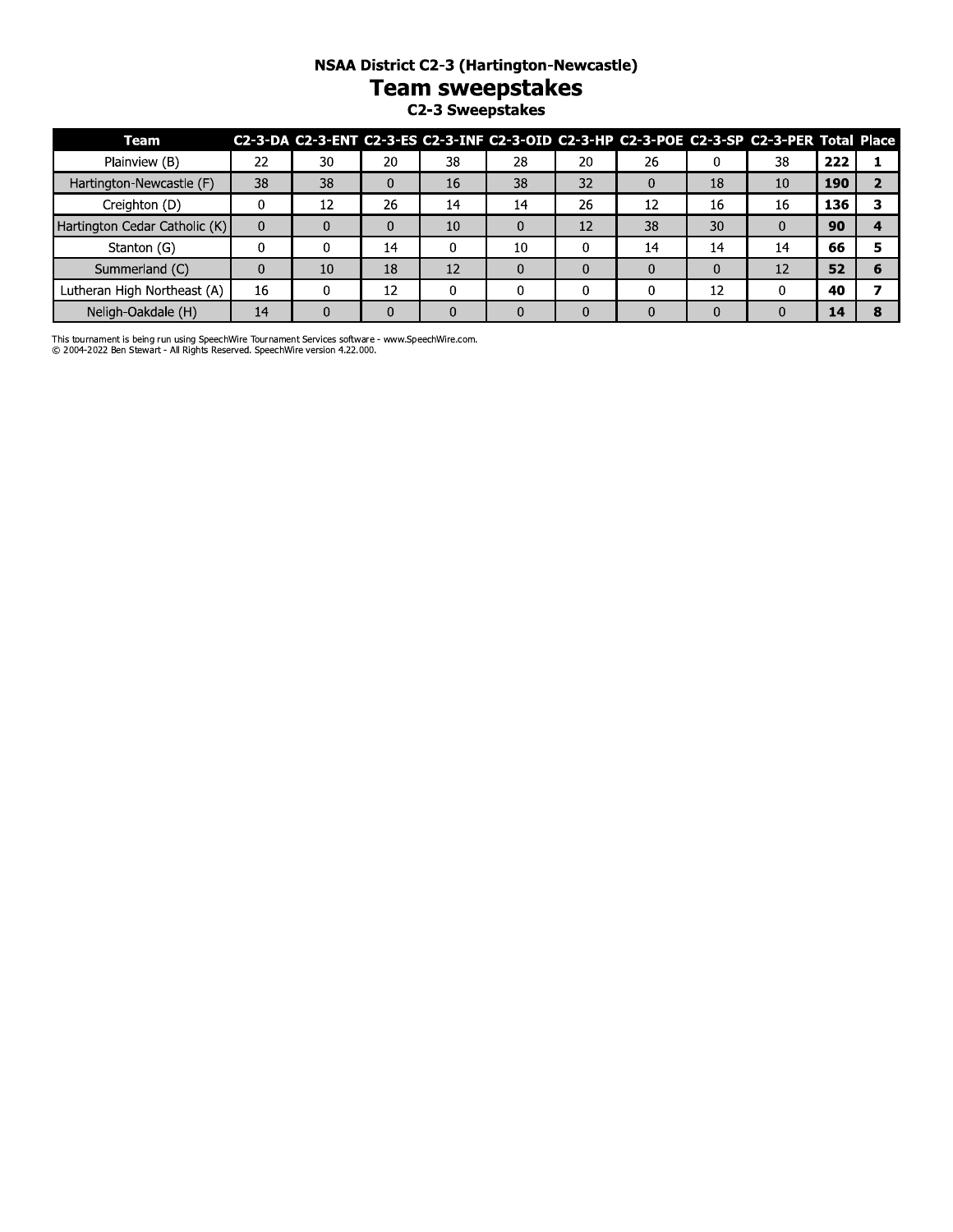### NSAA District C2-3 (Hartington-Newcastle)

# Team sweepstakes

### C2-3 Sweepstakes

| Team | C2-3-DA | C2-3-ENT | C2-3-ES | C2-3-INF | C2-3-OID | C2-3-HP | C2-3-POE | C2-3-SP | C2-3-PER | Total | Place |
|---|---|---|---|---|---|---|---|---|---|---|---|
| Plainview (B) | 22 | 30 | 20 | 38 | 28 | 20 | 26 | 0 | 38 | **222** | **1** |
| Hartington-Newcastle (F) | 38 | 38 | 0 | 16 | 38 | 32 | 0 | 18 | 10 | **190** | **2** |
| Creighton (D) | 0 | 12 | 26 | 14 | 14 | 26 | 12 | 16 | 16 | **136** | **3** |
| Hartington Cedar Catholic (K) | 0 | 0 | 0 | 10 | 0 | 12 | 38 | 30 | 0 | **90** | **4** |
| Stanton (G) | 0 | 0 | 14 | 0 | 10 | 0 | 14 | 14 | 14 | **66** | **5** |
| Summerland (C) | 0 | 10 | 18 | 12 | 0 | 0 | 0 | 0 | 12 | **52** | **6** |
| Lutheran High Northeast (A) | 16 | 0 | 12 | 0 | 0 | 0 | 0 | 12 | 0 | **40** | **7** |
| Neligh-Oakdale (H) | 14 | 0 | 0 | 0 | 0 | 0 | 0 | 0 | 0 | **14** | **8** |

This tournament is being run using SpeechWire Tournament Services software - www.SpeechWire.com.
© 2004-2022 Ben Stewart - All Rights Reserved. SpeechWire version 4.22.000.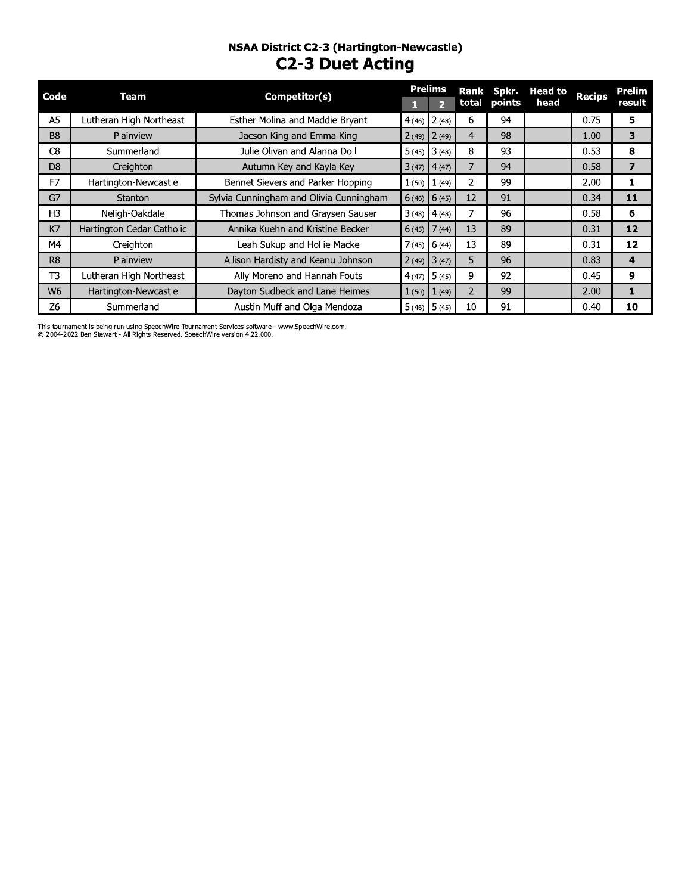## NSAA District C2-3 (Hartington-Newcastle)

# C2-3 Duet Acting

| Code | Team | Competitor(s) | Prelims | | Rank total | Spkr. points | Head to head | Recips | Prelim result |
|---|---|---|---|---|---|---|---|---|---|
| | | | 1 | 2 | | | | | |
| A5 | Lutheran High Northeast | Esther Molina and Maddie Bryant | 4 (46) | 2 (48) | 6 | 94 | | 0.75 | **5** |
| B8 | Plainview | Jacson King and Emma King | 2 (49) | 2 (49) | 4 | 98 | | 1.00 | **3** |
| C8 | Summerland | Julie Olivan and Alanna Doll | 5 (45) | 3 (48) | 8 | 93 | | 0.53 | **8** |
| D8 | Creighton | Autumn Key and Kayla Key | 3 (47) | 4 (47) | 7 | 94 | | 0.58 | **7** |
| F7 | Hartington-Newcastle | Bennet Sievers and Parker Hopping | 1 (50) | 1 (49) | 2 | 99 | | 2.00 | **1** |
| G7 | Stanton | Sylvia Cunningham and Olivia Cunningham | 6 (46) | 6 (45) | 12 | 91 | | 0.34 | **11** |
| H3 | Neligh-Oakdale | Thomas Johnson and Graysen Sauser | 3 (48) | 4 (48) | 7 | 96 | | 0.58 | **6** |
| K7 | Hartington Cedar Catholic | Annika Kuehn and Kristine Becker | 6 (45) | 7 (44) | 13 | 89 | | 0.31 | **12** |
| M4 | Creighton | Leah Sukup and Hollie Macke | 7 (45) | 6 (44) | 13 | 89 | | 0.31 | **12** |
| R8 | Plainview | Allison Hardisty and Keanu Johnson | 2 (49) | 3 (47) | 5 | 96 | | 0.83 | **4** |
| T3 | Lutheran High Northeast | Ally Moreno and Hannah Fouts | 4 (47) | 5 (45) | 9 | 92 | | 0.45 | **9** |
| W6 | Hartington-Newcastle | Dayton Sudbeck and Lane Heimes | 1 (50) | 1 (49) | 2 | 99 | | 2.00 | **1** |
| Z6 | Summerland | Austin Muff and Olga Mendoza | 5 (46) | 5 (45) | 10 | 91 | | 0.40 | **10** |

This tournament is being run using SpeechWire Tournament Services software - www.SpeechWire.com.
© 2004-2022 Ben Stewart - All Rights Reserved. SpeechWire version 4.22.000.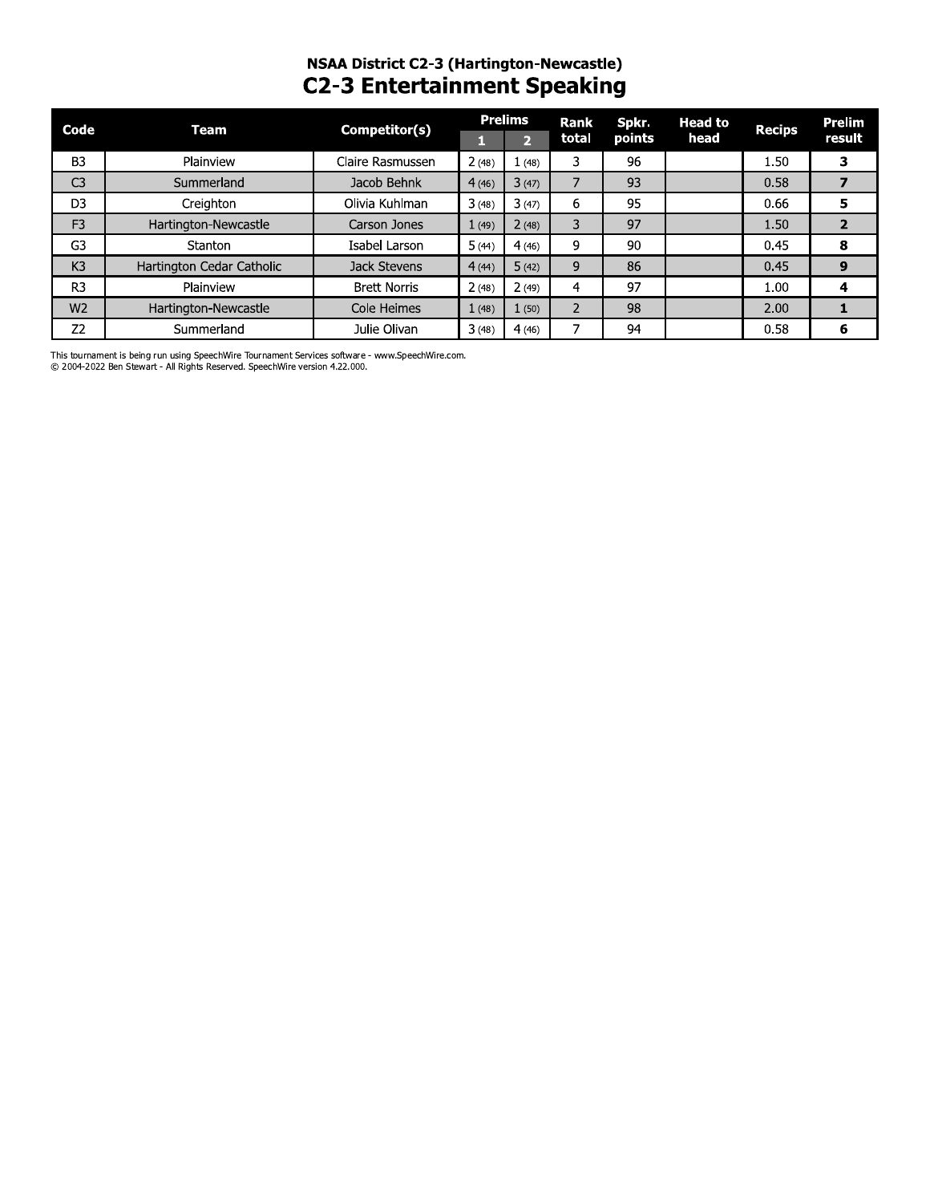### NSAA District C2-3 (Hartington-Newcastle)

## C2-3 Entertainment Speaking

| Code | Team | Competitor(s) | Prelims | | Rank total | Spkr. points | Head to head | Recips | Prelim result |
|---|---|---|---|---|---|---|---|---|---|
| | | | 1 | 2 | | | | | |
| B3 | Plainview | Claire Rasmussen | 2 (48) | 1 (48) | 3 | 96 | | 1.50 | **3** |
| C3 | Summerland | Jacob Behnk | 4 (46) | 3 (47) | 7 | 93 | | 0.58 | **7** |
| D3 | Creighton | Olivia Kuhlman | 3 (48) | 3 (47) | 6 | 95 | | 0.66 | **5** |
| F3 | Hartington-Newcastle | Carson Jones | 1 (49) | 2 (48) | 3 | 97 | | 1.50 | **2** |
| G3 | Stanton | Isabel Larson | 5 (44) | 4 (46) | 9 | 90 | | 0.45 | **8** |
| K3 | Hartington Cedar Catholic | Jack Stevens | 4 (44) | 5 (42) | 9 | 86 | | 0.45 | **9** |
| R3 | Plainview | Brett Norris | 2 (48) | 2 (49) | 4 | 97 | | 1.00 | **4** |
| W2 | Hartington-Newcastle | Cole Heimes | 1 (48) | 1 (50) | 2 | 98 | | 2.00 | **1** |
| Z2 | Summerland | Julie Olivan | 3 (48) | 4 (46) | 7 | 94 | | 0.58 | **6** |

This tournament is being run using SpeechWire Tournament Services software - www.SpeechWire.com.
© 2004-2022 Ben Stewart - All Rights Reserved. SpeechWire version 4.22.000.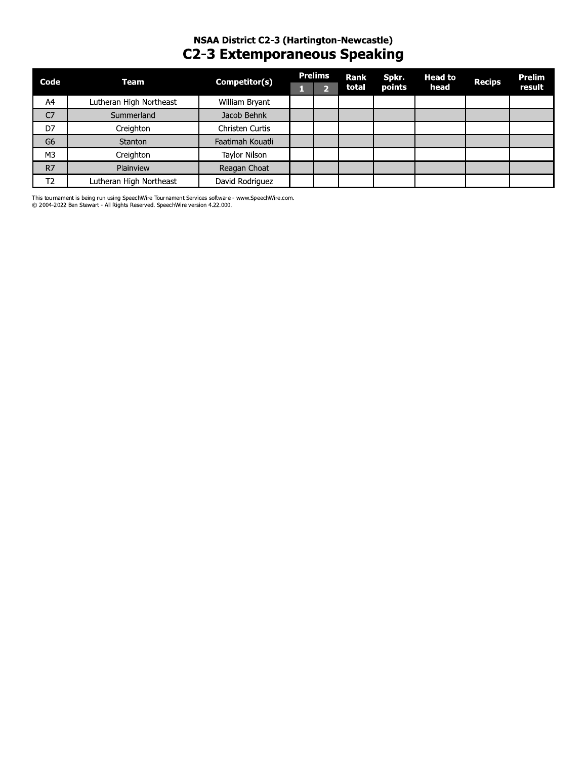### NSAA District C2-3 (Hartington-Newcastle)

# C2-3 Extemporaneous Speaking

| Code | Team | Competitor(s) | Prelims | | Rank total | Spkr. points | Head to head | Recips | Prelim result |
|---|---|---|---|---|---|---|---|---|---|
| | | | 1 | 2 | | | | | |
| A4 | Lutheran High Northeast | William Bryant | | | | | | | |
| C7 | Summerland | Jacob Behnk | | | | | | | |
| D7 | Creighton | Christen Curtis | | | | | | | |
| G6 | Stanton | Faatimah Kouatli | | | | | | | |
| M3 | Creighton | Taylor Nilson | | | | | | | |
| R7 | Plainview | Reagan Choat | | | | | | | |
| T2 | Lutheran High Northeast | David Rodriguez | | | | | | | |

This tournament is being run using SpeechWire Tournament Services software - www.SpeechWire.com.
© 2004-2022 Ben Stewart - All Rights Reserved. SpeechWire version 4.22.000.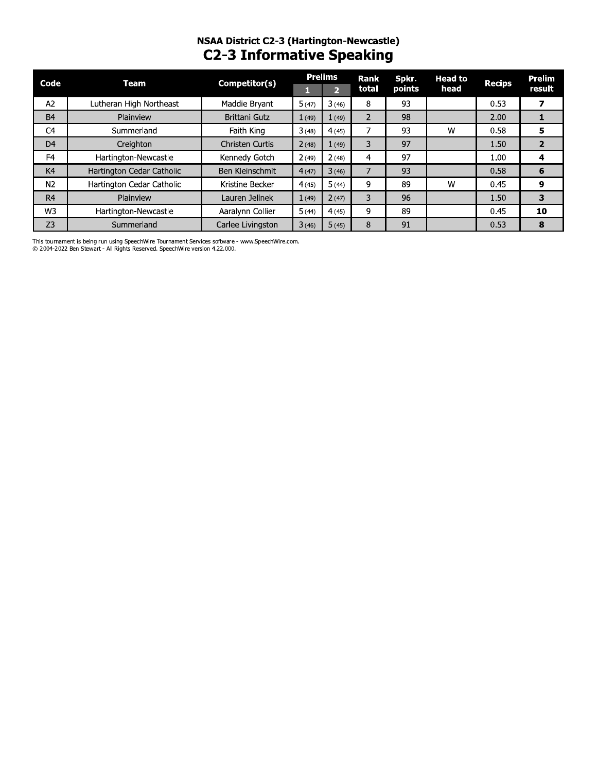## NSAA District C2-3 (Hartington-Newcastle)

# C2-3 Informative Speaking

| Code | Team | Competitor(s) | Prelims | | Rank total | Spkr. points | Head to head | Recips | Prelim result |
|---|---|---|---|---|---|---|---|---|---|
| | | | 1 | 2 | | | | | |
| A2 | Lutheran High Northeast | Maddie Bryant | 5 (47) | 3 (46) | 8 | 93 | | 0.53 | **7** |
| B4 | Plainview | Brittani Gutz | 1 (49) | 1 (49) | 2 | 98 | | 2.00 | **1** |
| C4 | Summerland | Faith King | 3 (48) | 4 (45) | 7 | 93 | W | 0.58 | **5** |
| D4 | Creighton | Christen Curtis | 2 (48) | 1 (49) | 3 | 97 | | 1.50 | **2** |
| F4 | Hartington-Newcastle | Kennedy Gotch | 2 (49) | 2 (48) | 4 | 97 | | 1.00 | **4** |
| K4 | Hartington Cedar Catholic | Ben Kleinschmit | 4 (47) | 3 (46) | 7 | 93 | | 0.58 | **6** |
| N2 | Hartington Cedar Catholic | Kristine Becker | 4 (45) | 5 (44) | 9 | 89 | W | 0.45 | **9** |
| R4 | Plainview | Lauren Jelinek | 1 (49) | 2 (47) | 3 | 96 | | 1.50 | **3** |
| W3 | Hartington-Newcastle | Aaralynn Collier | 5 (44) | 4 (45) | 9 | 89 | | 0.45 | **10** |
| Z3 | Summerland | Carlee Livingston | 3 (46) | 5 (45) | 8 | 91 | | 0.53 | **8** |

This tournament is being run using SpeechWire Tournament Services software - www.SpeechWire.com.
© 2004-2022 Ben Stewart - All Rights Reserved. SpeechWire version 4.22.000.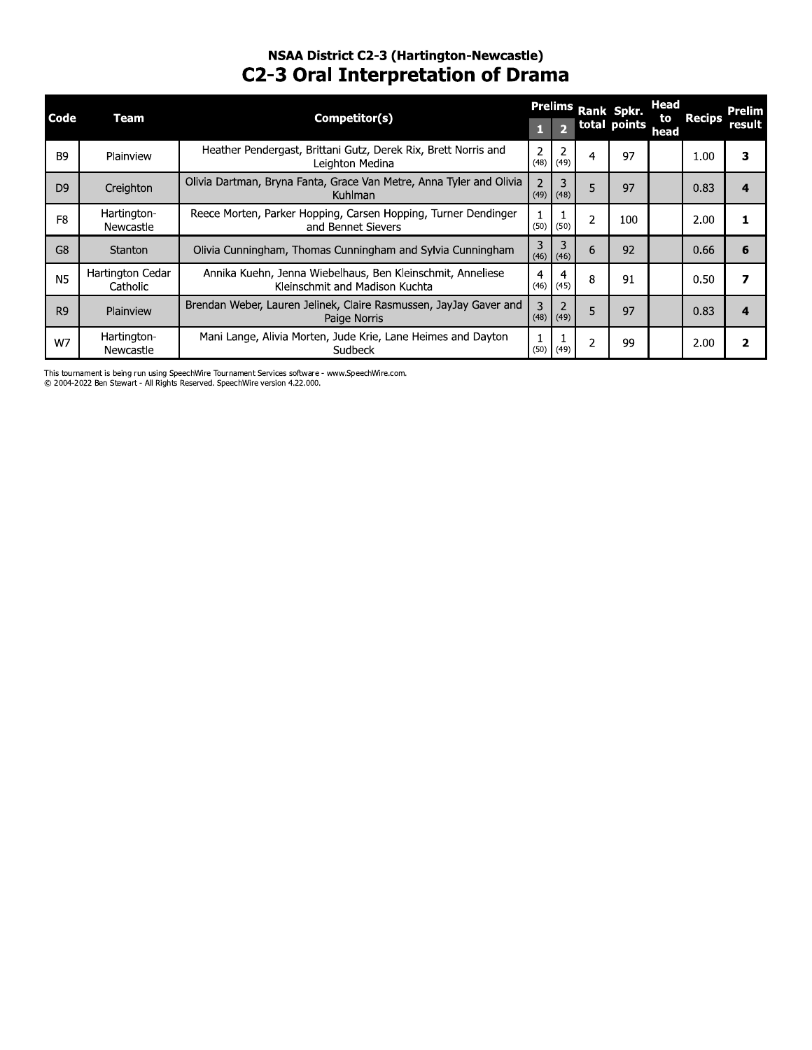### NSAA District C2-3 (Hartington-Newcastle)

# C2-3 Oral Interpretation of Drama

| Code | Team | Competitor(s) | Prelims 1 | Prelims 2 | Rank total | Spkr. points | Head to head | Recips | Prelim result |
|---|---|---|---|---|---|---|---|---|---|
| B9 | Plainview | Heather Pendergast, Brittani Gutz, Derek Rix, Brett Norris and Leighton Medina | 2 (48) | 2 (49) | 4 | 97 | | 1.00 | **3** |
| D9 | Creighton | Olivia Dartman, Bryna Fanta, Grace Van Metre, Anna Tyler and Olivia Kuhlman | 2 (49) | 3 (48) | 5 | 97 | | 0.83 | **4** |
| F8 | Hartington-Newcastle | Reece Morten, Parker Hopping, Carsen Hopping, Turner Dendinger and Bennet Sievers | 1 (50) | 1 (50) | 2 | 100 | | 2.00 | **1** |
| G8 | Stanton | Olivia Cunningham, Thomas Cunningham and Sylvia Cunningham | 3 (46) | 3 (46) | 6 | 92 | | 0.66 | **6** |
| N5 | Hartington Cedar Catholic | Annika Kuehn, Jenna Wiebelhaus, Ben Kleinschmit, Anneliese Kleinschmit and Madison Kuchta | 4 (46) | 4 (45) | 8 | 91 | | 0.50 | **7** |
| R9 | Plainview | Brendan Weber, Lauren Jelinek, Claire Rasmussen, JayJay Gaver and Paige Norris | 3 (48) | 2 (49) | 5 | 97 | | 0.83 | **4** |
| W7 | Hartington-Newcastle | Mani Lange, Alivia Morten, Jude Krie, Lane Heimes and Dayton Sudbeck | 1 (50) | 1 (49) | 2 | 99 | | 2.00 | **2** |

This tournament is being run using SpeechWire Tournament Services software - www.SpeechWire.com.
© 2004-2022 Ben Stewart - All Rights Reserved. SpeechWire version 4.22.000.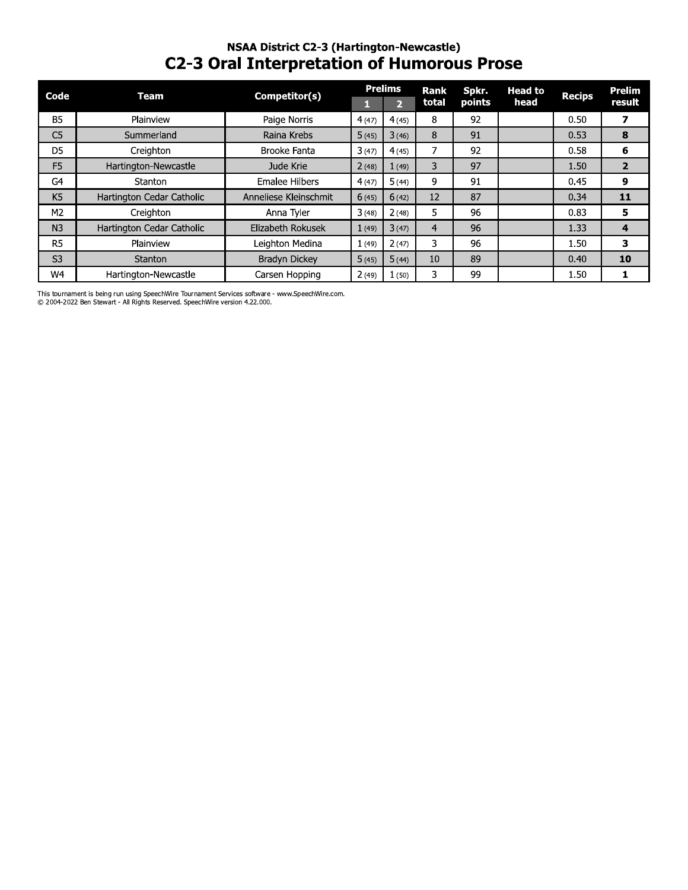### NSAA District C2-3 (Hartington-Newcastle)

# C2-3 Oral Interpretation of Humorous Prose

| Code | Team | Competitor(s) | Prelims | | Rank total | Spkr. points | Head to head | Recips | Prelim result |
|---|---|---|---|---|---|---|---|---|---|
| | | | 1 | 2 | | | | | |
| B5 | Plainview | Paige Norris | 4 (47) | 4 (45) | 8 | 92 | | 0.50 | **7** |
| C5 | Summerland | Raina Krebs | 5 (45) | 3 (46) | 8 | 91 | | 0.53 | **8** |
| D5 | Creighton | Brooke Fanta | 3 (47) | 4 (45) | 7 | 92 | | 0.58 | **6** |
| F5 | Hartington-Newcastle | Jude Krie | 2 (48) | 1 (49) | 3 | 97 | | 1.50 | **2** |
| G4 | Stanton | Emalee Hilbers | 4 (47) | 5 (44) | 9 | 91 | | 0.45 | **9** |
| K5 | Hartington Cedar Catholic | Anneliese Kleinschmit | 6 (45) | 6 (42) | 12 | 87 | | 0.34 | **11** |
| M2 | Creighton | Anna Tyler | 3 (48) | 2 (48) | 5 | 96 | | 0.83 | **5** |
| N3 | Hartington Cedar Catholic | Elizabeth Rokusek | 1 (49) | 3 (47) | 4 | 96 | | 1.33 | **4** |
| R5 | Plainview | Leighton Medina | 1 (49) | 2 (47) | 3 | 96 | | 1.50 | **3** |
| S3 | Stanton | Bradyn Dickey | 5 (45) | 5 (44) | 10 | 89 | | 0.40 | **10** |
| W4 | Hartington-Newcastle | Carsen Hopping | 2 (49) | 1 (50) | 3 | 99 | | 1.50 | **1** |

This tournament is being run using SpeechWire Tournament Services software - www.SpeechWire.com.
© 2004-2022 Ben Stewart - All Rights Reserved. SpeechWire version 4.22.000.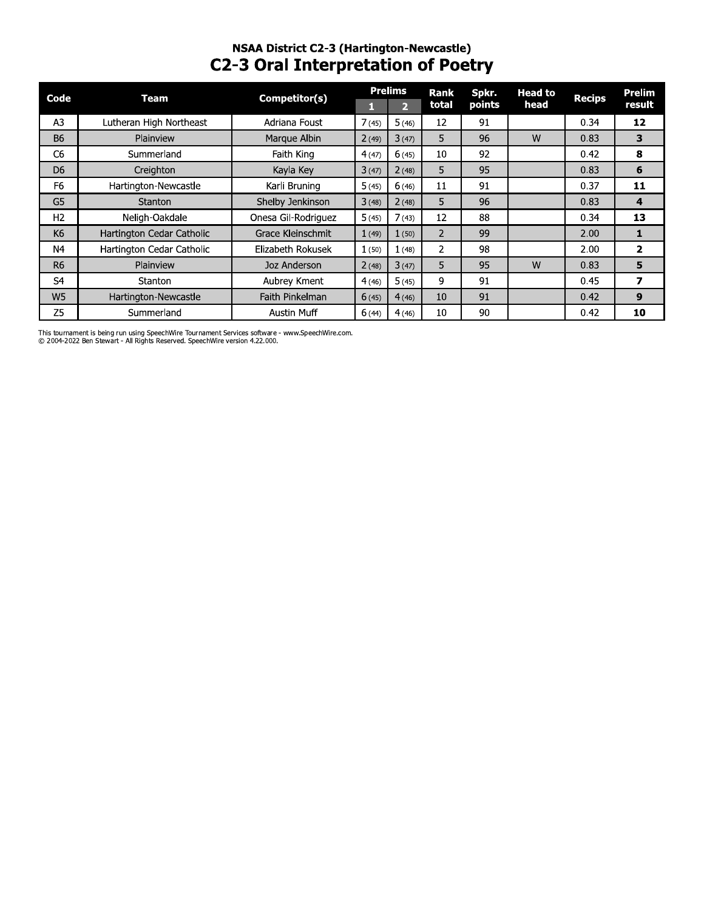### NSAA District C2-3 (Hartington-Newcastle)

# C2-3 Oral Interpretation of Poetry

| Code | Team | Competitor(s) | Prelims 1 | Prelims 2 | Rank total | Spkr. points | Head to head | Recips | Prelim result |
|---|---|---|---|---|---|---|---|---|---|
| A3 | Lutheran High Northeast | Adriana Foust | 7 (45) | 5 (46) | 12 | 91 | | 0.34 | **12** |
| B6 | Plainview | Marque Albin | 2 (49) | 3 (47) | 5 | 96 | W | 0.83 | **3** |
| C6 | Summerland | Faith King | 4 (47) | 6 (45) | 10 | 92 | | 0.42 | **8** |
| D6 | Creighton | Kayla Key | 3 (47) | 2 (48) | 5 | 95 | | 0.83 | **6** |
| F6 | Hartington-Newcastle | Karli Bruning | 5 (45) | 6 (46) | 11 | 91 | | 0.37 | **11** |
| G5 | Stanton | Shelby Jenkinson | 3 (48) | 2 (48) | 5 | 96 | | 0.83 | **4** |
| H2 | Neligh-Oakdale | Onesa Gil-Rodriguez | 5 (45) | 7 (43) | 12 | 88 | | 0.34 | **13** |
| K6 | Hartington Cedar Catholic | Grace Kleinschmit | 1 (49) | 1 (50) | 2 | 99 | | 2.00 | **1** |
| N4 | Hartington Cedar Catholic | Elizabeth Rokusek | 1 (50) | 1 (48) | 2 | 98 | | 2.00 | **2** |
| R6 | Plainview | Joz Anderson | 2 (48) | 3 (47) | 5 | 95 | W | 0.83 | **5** |
| S4 | Stanton | Aubrey Kment | 4 (46) | 5 (45) | 9 | 91 | | 0.45 | **7** |
| W5 | Hartington-Newcastle | Faith Pinkelman | 6 (45) | 4 (46) | 10 | 91 | | 0.42 | **9** |
| Z5 | Summerland | Austin Muff | 6 (44) | 4 (46) | 10 | 90 | | 0.42 | **10** |

This tournament is being run using SpeechWire Tournament Services software - www.SpeechWire.com.
© 2004-2022 Ben Stewart - All Rights Reserved. SpeechWire version 4.22.000.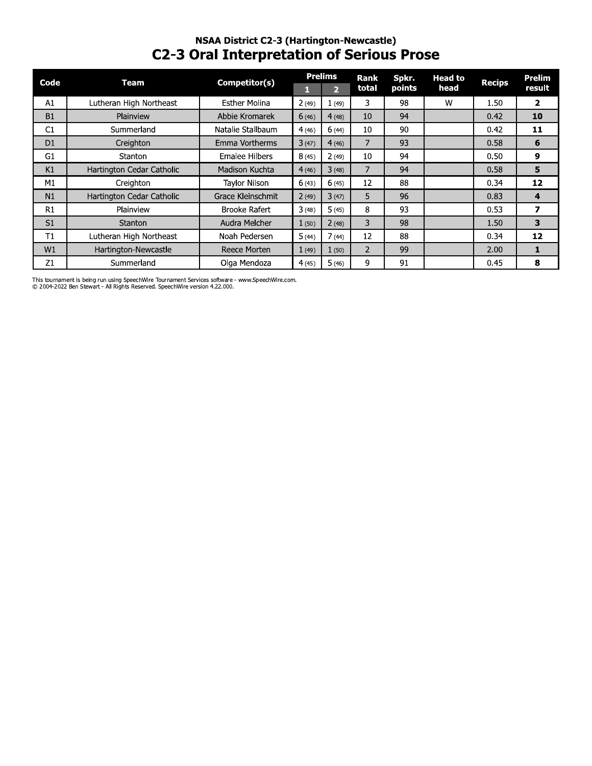### NSAA District C2-3 (Hartington-Newcastle)

# C2-3 Oral Interpretation of Serious Prose

| Code | Team | Competitor(s) | Prelims | | Rank total | Spkr. points | Head to head | Recips | Prelim result |
|---|---|---|---|---|---|---|---|---|---|
| | | | 1 | 2 | | | | | |
| A1 | Lutheran High Northeast | Esther Molina | 2 (49) | 1 (49) | 3 | 98 | W | 1.50 | **2** |
| B1 | Plainview | Abbie Kromarek | 6 (46) | 4 (48) | 10 | 94 | | 0.42 | **10** |
| C1 | Summerland | Natalie Stallbaum | 4 (46) | 6 (44) | 10 | 90 | | 0.42 | **11** |
| D1 | Creighton | Emma Vortherms | 3 (47) | 4 (46) | 7 | 93 | | 0.58 | **6** |
| G1 | Stanton | Emalee Hilbers | 8 (45) | 2 (49) | 10 | 94 | | 0.50 | **9** |
| K1 | Hartington Cedar Catholic | Madison Kuchta | 4 (46) | 3 (48) | 7 | 94 | | 0.58 | **5** |
| M1 | Creighton | Taylor Nilson | 6 (43) | 6 (45) | 12 | 88 | | 0.34 | **12** |
| N1 | Hartington Cedar Catholic | Grace Kleinschmit | 2 (49) | 3 (47) | 5 | 96 | | 0.83 | **4** |
| R1 | Plainview | Brooke Rafert | 3 (48) | 5 (45) | 8 | 93 | | 0.53 | **7** |
| S1 | Stanton | Audra Melcher | 1 (50) | 2 (48) | 3 | 98 | | 1.50 | **3** |
| T1 | Lutheran High Northeast | Noah Pedersen | 5 (44) | 7 (44) | 12 | 88 | | 0.34 | **12** |
| W1 | Hartington-Newcastle | Reece Morten | 1 (49) | 1 (50) | 2 | 99 | | 2.00 | **1** |
| Z1 | Summerland | Olga Mendoza | 4 (45) | 5 (46) | 9 | 91 | | 0.45 | **8** |

This tournament is being run using SpeechWire Tournament Services software - www.SpeechWire.com.
© 2004-2022 Ben Stewart - All Rights Reserved. SpeechWire version 4.22.000.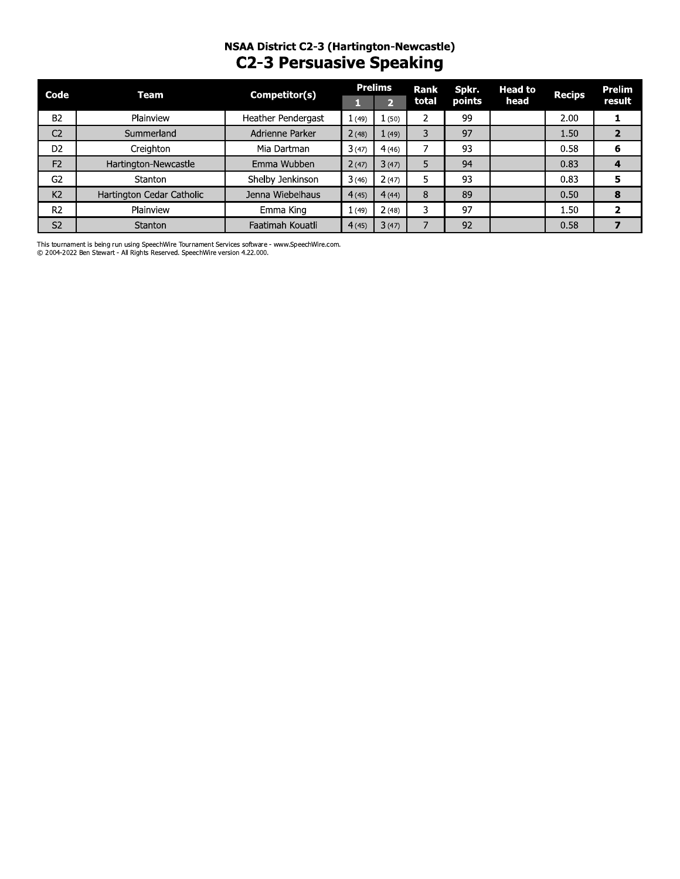## NSAA District C2-3 (Hartington-Newcastle)

# C2-3 Persuasive Speaking

| Code | Team | Competitor(s) | Prelims | | Rank total | Spkr. points | Head to head | Recips | Prelim result |
|---|---|---|---|---|---|---|---|---|---|
| | | | 1 | 2 | | | | | |
| B2 | Plainview | Heather Pendergast | 1 (49) | 1 (50) | 2 | 99 | | 2.00 | **1** |
| C2 | Summerland | Adrienne Parker | 2 (48) | 1 (49) | 3 | 97 | | 1.50 | **2** |
| D2 | Creighton | Mia Dartman | 3 (47) | 4 (46) | 7 | 93 | | 0.58 | **6** |
| F2 | Hartington-Newcastle | Emma Wubben | 2 (47) | 3 (47) | 5 | 94 | | 0.83 | **4** |
| G2 | Stanton | Shelby Jenkinson | 3 (46) | 2 (47) | 5 | 93 | | 0.83 | **5** |
| K2 | Hartington Cedar Catholic | Jenna Wiebelhaus | 4 (45) | 4 (44) | 8 | 89 | | 0.50 | **8** |
| R2 | Plainview | Emma King | 1 (49) | 2 (48) | 3 | 97 | | 1.50 | **2** |
| S2 | Stanton | Faatimah Kouatli | 4 (45) | 3 (47) | 7 | 92 | | 0.58 | **7** |

This tournament is being run using SpeechWire Tournament Services software - www.SpeechWire.com.
© 2004-2022 Ben Stewart - All Rights Reserved. SpeechWire version 4.22.000.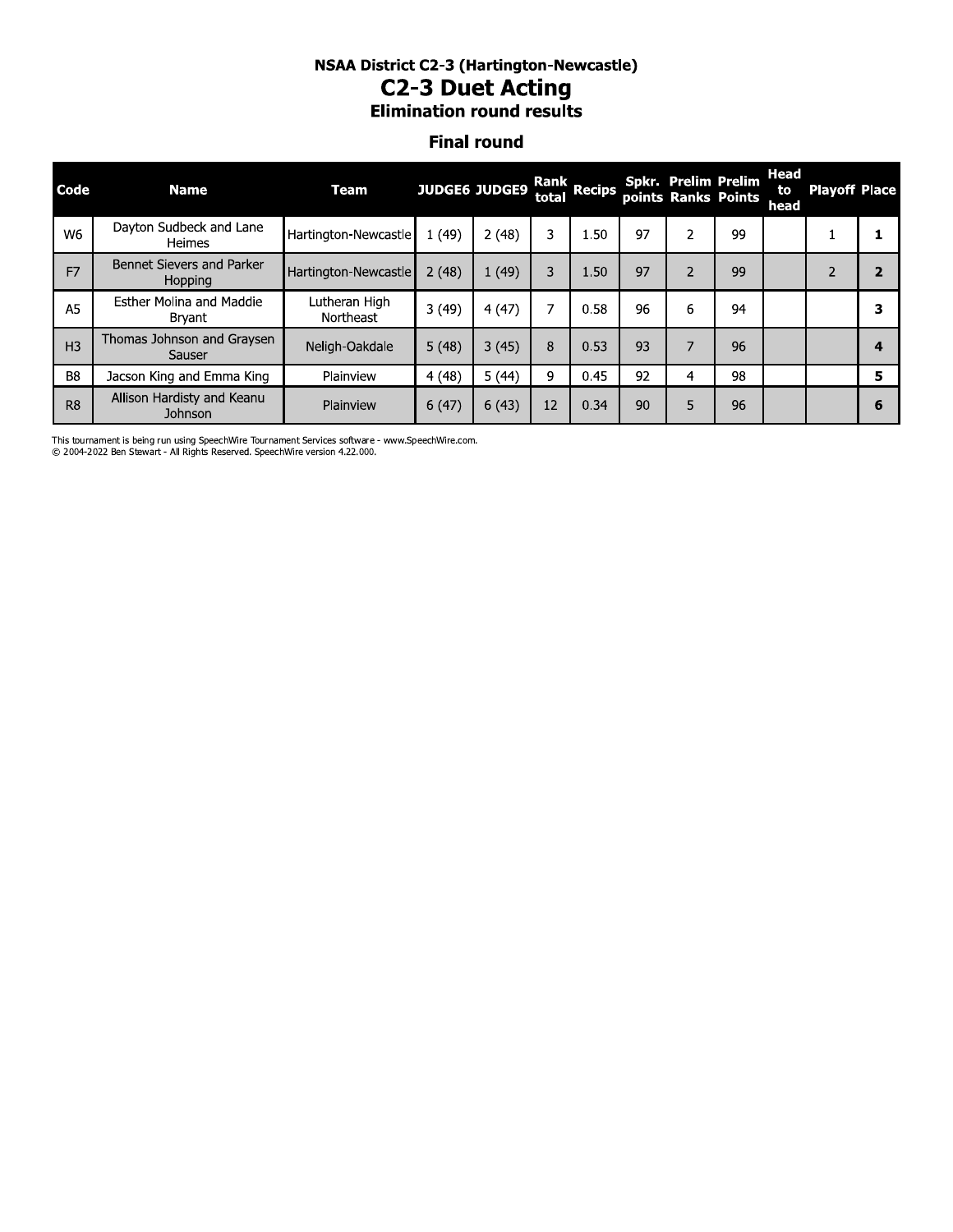# NSAA District C2-3 (Hartington-Newcastle)

## C2-3 Duet Acting

### Elimination round results

#### Final round

| Code | Name | Team | JUDGE6 | JUDGE9 | Rank total | Recips | Spkr. points | Prelim Ranks | Prelim Points | Head to head | Playoff | Place |
|---|---|---|---|---|---|---|---|---|---|---|---|---|
| W6 | Dayton Sudbeck and Lane Heimes | Hartington-Newcastle | 1 (49) | 2 (48) | 3 | 1.50 | 97 | 2 | 99 | | 1 | **1** |
| F7 | Bennet Sievers and Parker Hopping | Hartington-Newcastle | 2 (48) | 1 (49) | 3 | 1.50 | 97 | 2 | 99 | | 2 | **2** |
| A5 | Esther Molina and Maddie Bryant | Lutheran High Northeast | 3 (49) | 4 (47) | 7 | 0.58 | 96 | 6 | 94 | | | **3** |
| H3 | Thomas Johnson and Graysen Sauser | Neligh-Oakdale | 5 (48) | 3 (45) | 8 | 0.53 | 93 | 7 | 96 | | | **4** |
| B8 | Jacson King and Emma King | Plainview | 4 (48) | 5 (44) | 9 | 0.45 | 92 | 4 | 98 | | | **5** |
| R8 | Allison Hardisty and Keanu Johnson | Plainview | 6 (47) | 6 (43) | 12 | 0.34 | 90 | 5 | 96 | | | **6** |

This tournament is being run using SpeechWire Tournament Services software - www.SpeechWire.com.
© 2004-2022 Ben Stewart - All Rights Reserved. SpeechWire version 4.22.000.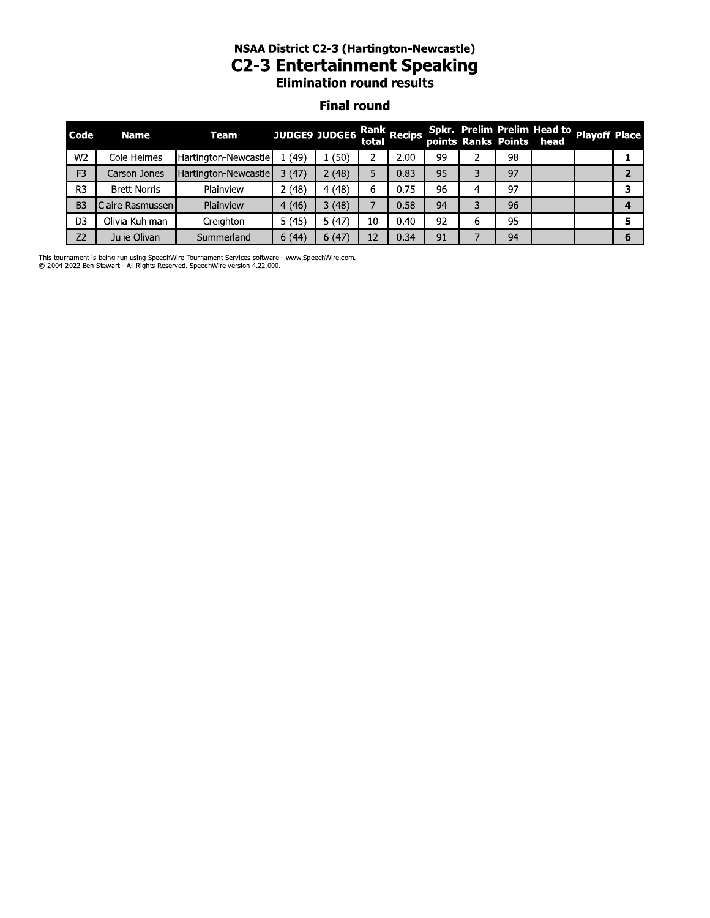# NSAA District C2-3 (Hartington-Newcastle)

## C2-3 Entertainment Speaking

### Elimination round results

### Final round

| Code | Name | Team | JUDGE9 | JUDGE6 | Rank total | Recips | Spkr. points | Prelim Ranks | Prelim Points | Head to head | Playoff | Place |
|---|---|---|---|---|---|---|---|---|---|---|---|---|
| W2 | Cole Heimes | Hartington-Newcastle | 1 (49) | 1 (50) | 2 | 2.00 | 99 | 2 | 98 | | | **1** |
| F3 | Carson Jones | Hartington-Newcastle | 3 (47) | 2 (48) | 5 | 0.83 | 95 | 3 | 97 | | | **2** |
| R3 | Brett Norris | Plainview | 2 (48) | 4 (48) | 6 | 0.75 | 96 | 4 | 97 | | | **3** |
| B3 | Claire Rasmussen | Plainview | 4 (46) | 3 (48) | 7 | 0.58 | 94 | 3 | 96 | | | **4** |
| D3 | Olivia Kuhlman | Creighton | 5 (45) | 5 (47) | 10 | 0.40 | 92 | 6 | 95 | | | **5** |
| Z2 | Julie Olivan | Summerland | 6 (44) | 6 (47) | 12 | 0.34 | 91 | 7 | 94 | | | **6** |

This tournament is being run using SpeechWire Tournament Services software - www.SpeechWire.com.
© 2004-2022 Ben Stewart - All Rights Reserved. SpeechWire version 4.22.000.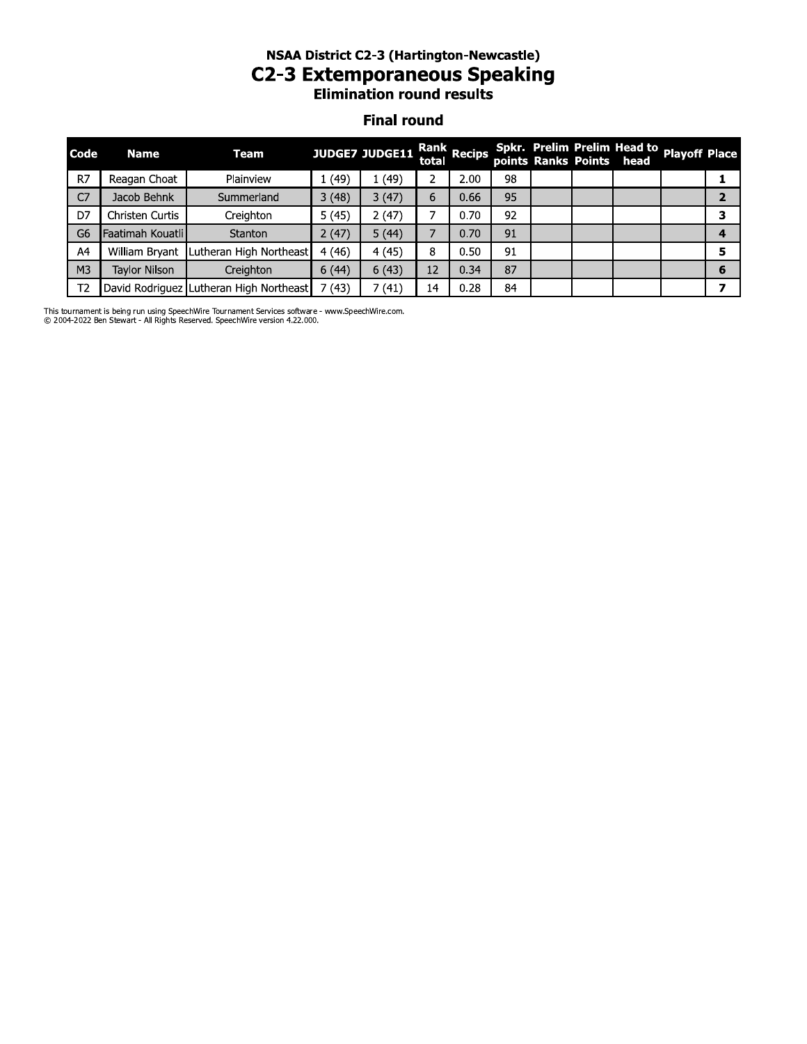### NSAA District C2-3 (Hartington-Newcastle)

# C2-3 Extemporaneous Speaking

### Elimination round results

#### Final round

| Code | Name | Team | JUDGE7 | JUDGE11 | Rank total | Recips | Spkr. points | Prelim Ranks | Prelim Points | Head to head | Playoff | Place |
|---|---|---|---|---|---|---|---|---|---|---|---|---|
| R7 | Reagan Choat | Plainview | 1 (49) | 1 (49) | 2 | 2.00 | 98 | | | | | **1** |
| C7 | Jacob Behnk | Summerland | 3 (48) | 3 (47) | 6 | 0.66 | 95 | | | | | **2** |
| D7 | Christen Curtis | Creighton | 5 (45) | 2 (47) | 7 | 0.70 | 92 | | | | | **3** |
| G6 | Faatimah Kouatli | Stanton | 2 (47) | 5 (44) | 7 | 0.70 | 91 | | | | | **4** |
| A4 | William Bryant | Lutheran High Northeast | 4 (46) | 4 (45) | 8 | 0.50 | 91 | | | | | **5** |
| M3 | Taylor Nilson | Creighton | 6 (44) | 6 (43) | 12 | 0.34 | 87 | | | | | **6** |
| T2 | David Rodriguez | Lutheran High Northeast | 7 (43) | 7 (41) | 14 | 0.28 | 84 | | | | | **7** |

This tournament is being run using SpeechWire Tournament Services software - www.SpeechWire.com.
© 2004-2022 Ben Stewart - All Rights Reserved. SpeechWire version 4.22.000.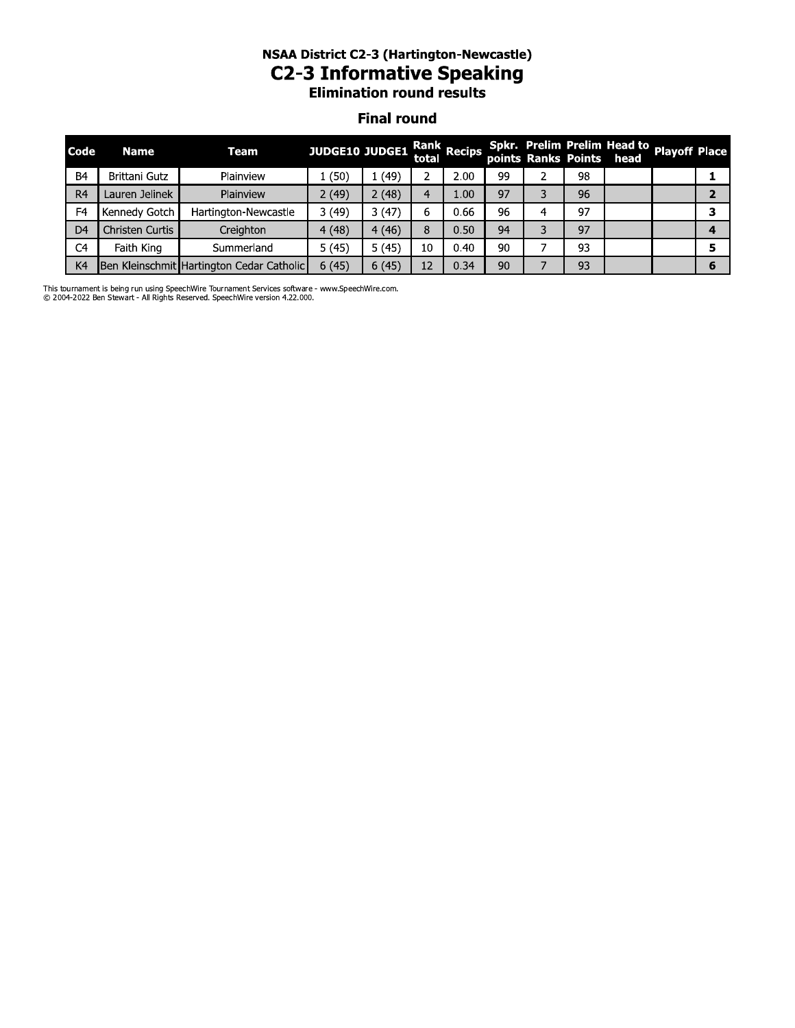### NSAA District C2-3 (Hartington-Newcastle)

# C2-3 Informative Speaking

### Elimination round results

## Final round

| Code | Name | Team | JUDGE10 | JUDGE1 | Rank total | Recips | Spkr. points | Prelim Ranks | Prelim Points | Head to head | Playoff | Place |
|---|---|---|---|---|---|---|---|---|---|---|---|---|
| B4 | Brittani Gutz | Plainview | 1 (50) | 1 (49) | 2 | 2.00 | 99 | 2 | 98 | | | 1 |
| R4 | Lauren Jelinek | Plainview | 2 (49) | 2 (48) | 4 | 1.00 | 97 | 3 | 96 | | | 2 |
| F4 | Kennedy Gotch | Hartington-Newcastle | 3 (49) | 3 (47) | 6 | 0.66 | 96 | 4 | 97 | | | 3 |
| D4 | Christen Curtis | Creighton | 4 (48) | 4 (46) | 8 | 0.50 | 94 | 3 | 97 | | | 4 |
| C4 | Faith King | Summerland | 5 (45) | 5 (45) | 10 | 0.40 | 90 | 7 | 93 | | | 5 |
| K4 | Ben Kleinschmit | Hartington Cedar Catholic | 6 (45) | 6 (45) | 12 | 0.34 | 90 | 7 | 93 | | | 6 |

This tournament is being run using SpeechWire Tournament Services software - www.SpeechWire.com.
© 2004-2022 Ben Stewart - All Rights Reserved. SpeechWire version 4.22.000.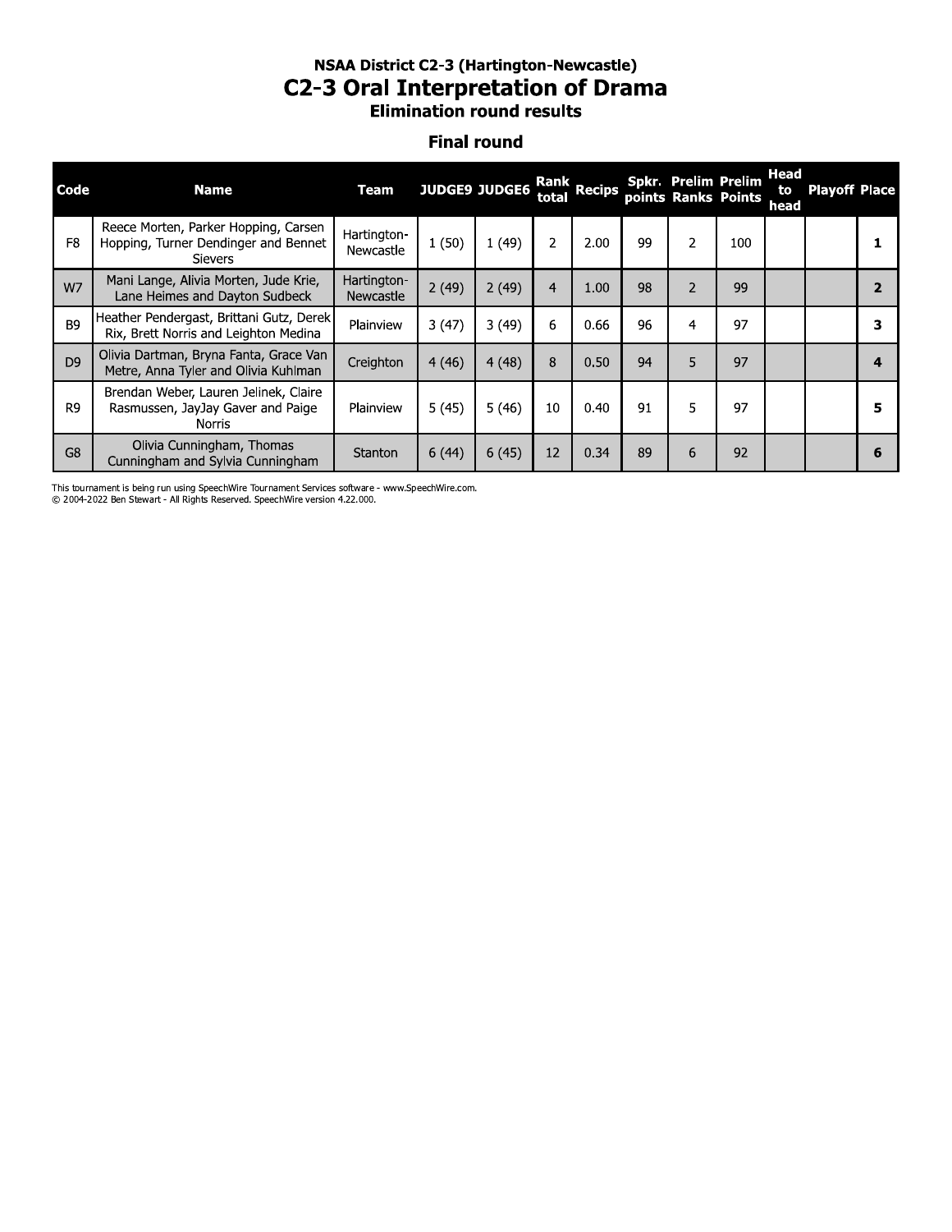NSAA District C2-3 (Hartington-Newcastle)

# C2-3 Oral Interpretation of Drama

### Elimination round results

## Final round

| Code | Name | Team | JUDGE9 | JUDGE6 | Rank total | Recips | Spkr. points | Prelim Ranks | Prelim Points | Head to head | Playoff | Place |
|---|---|---|---|---|---|---|---|---|---|---|---|---|
| F8 | Reece Morten, Parker Hopping, Carsen Hopping, Turner Dendinger and Bennet Sievers | Hartington-Newcastle | 1 (50) | 1 (49) | 2 | 2.00 | 99 | 2 | 100 | | | 1 |
| W7 | Mani Lange, Alivia Morten, Jude Krie, Lane Heimes and Dayton Sudbeck | Hartington-Newcastle | 2 (49) | 2 (49) | 4 | 1.00 | 98 | 2 | 99 | | | 2 |
| B9 | Heather Pendergast, Brittani Gutz, Derek Rix, Brett Norris and Leighton Medina | Plainview | 3 (47) | 3 (49) | 6 | 0.66 | 96 | 4 | 97 | | | 3 |
| D9 | Olivia Dartman, Bryna Fanta, Grace Van Metre, Anna Tyler and Olivia Kuhlman | Creighton | 4 (46) | 4 (48) | 8 | 0.50 | 94 | 5 | 97 | | | 4 |
| R9 | Brendan Weber, Lauren Jelinek, Claire Rasmussen, JayJay Gaver and Paige Norris | Plainview | 5 (45) | 5 (46) | 10 | 0.40 | 91 | 5 | 97 | | | 5 |
| G8 | Olivia Cunningham, Thomas Cunningham and Sylvia Cunningham | Stanton | 6 (44) | 6 (45) | 12 | 0.34 | 89 | 6 | 92 | | | 6 |

This tournament is being run using SpeechWire Tournament Services software - www.SpeechWire.com.
© 2004-2022 Ben Stewart - All Rights Reserved. SpeechWire version 4.22.000.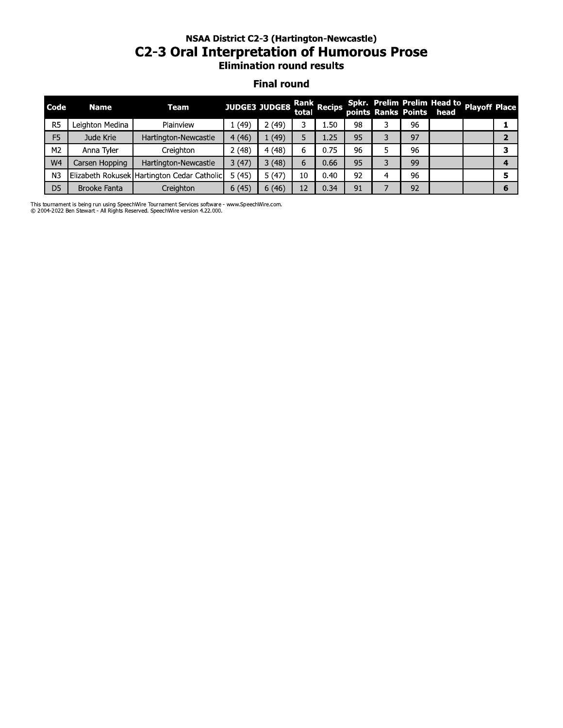### NSAA District C2-3 (Hartington-Newcastle)

# C2-3 Oral Interpretation of Humorous Prose

### Elimination round results

## Final round

| Code | Name | Team | JUDGE3 | JUDGE8 | Rank total | Recips | Spkr. points | Prelim Ranks | Prelim Points | Head to head | Playoff | Place |
|---|---|---|---|---|---|---|---|---|---|---|---|---|
| R5 | Leighton Medina | Plainview | 1 (49) | 2 (49) | 3 | 1.50 | 98 | 3 | 96 | | | **1** |
| F5 | Jude Krie | Hartington-Newcastle | 4 (46) | 1 (49) | 5 | 1.25 | 95 | 3 | 97 | | | **2** |
| M2 | Anna Tyler | Creighton | 2 (48) | 4 (48) | 6 | 0.75 | 96 | 5 | 96 | | | **3** |
| W4 | Carsen Hopping | Hartington-Newcastle | 3 (47) | 3 (48) | 6 | 0.66 | 95 | 3 | 99 | | | **4** |
| N3 | Elizabeth Rokusek | Hartington Cedar Catholic | 5 (45) | 5 (47) | 10 | 0.40 | 92 | 4 | 96 | | | **5** |
| D5 | Brooke Fanta | Creighton | 6 (45) | 6 (46) | 12 | 0.34 | 91 | 7 | 92 | | | **6** |

This tournament is being run using SpeechWire Tournament Services software - www.SpeechWire.com.
© 2004-2022 Ben Stewart - All Rights Reserved. SpeechWire version 4.22.000.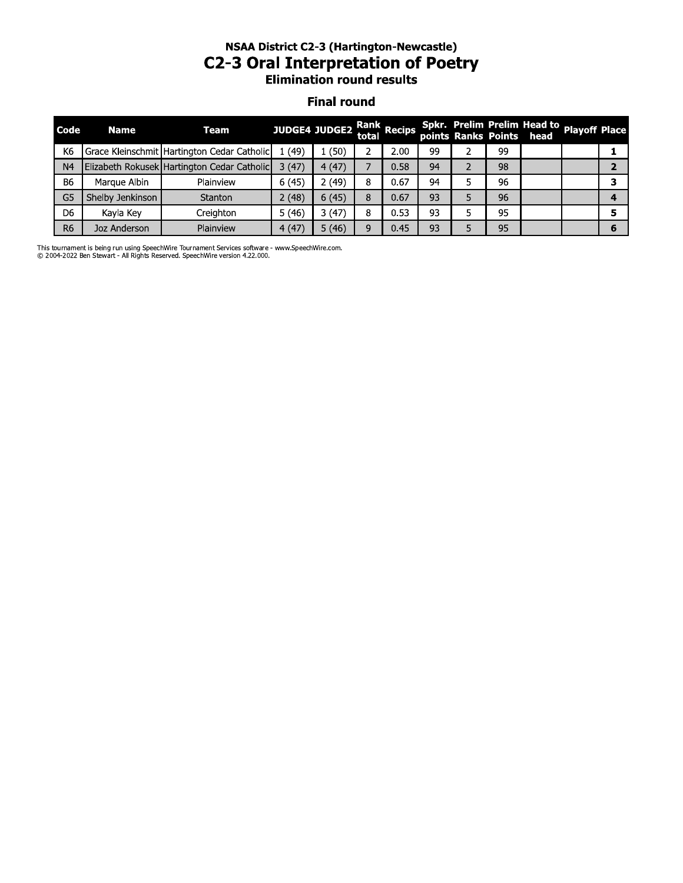### NSAA District C2-3 (Hartington-Newcastle)

# C2-3 Oral Interpretation of Poetry

### Elimination round results

## Final round

| Code | Name | Team | JUDGE4 | JUDGE2 | Rank total | Recips | Spkr. points | Prelim Ranks | Prelim Points | Head to head | Playoff | Place |
|---|---|---|---|---|---|---|---|---|---|---|---|---|
| K6 | Grace Kleinschmit | Hartington Cedar Catholic | 1 (49) | 1 (50) | 2 | 2.00 | 99 | 2 | 99 | | | **1** |
| N4 | Elizabeth Rokusek | Hartington Cedar Catholic | 3 (47) | 4 (47) | 7 | 0.58 | 94 | 2 | 98 | | | **2** |
| B6 | Marque Albin | Plainview | 6 (45) | 2 (49) | 8 | 0.67 | 94 | 5 | 96 | | | **3** |
| G5 | Shelby Jenkinson | Stanton | 2 (48) | 6 (45) | 8 | 0.67 | 93 | 5 | 96 | | | **4** |
| D6 | Kayla Key | Creighton | 5 (46) | 3 (47) | 8 | 0.53 | 93 | 5 | 95 | | | **5** |
| R6 | Joz Anderson | Plainview | 4 (47) | 5 (46) | 9 | 0.45 | 93 | 5 | 95 | | | **6** |

This tournament is being run using SpeechWire Tournament Services software - www.SpeechWire.com.
© 2004-2022 Ben Stewart - All Rights Reserved. SpeechWire version 4.22.000.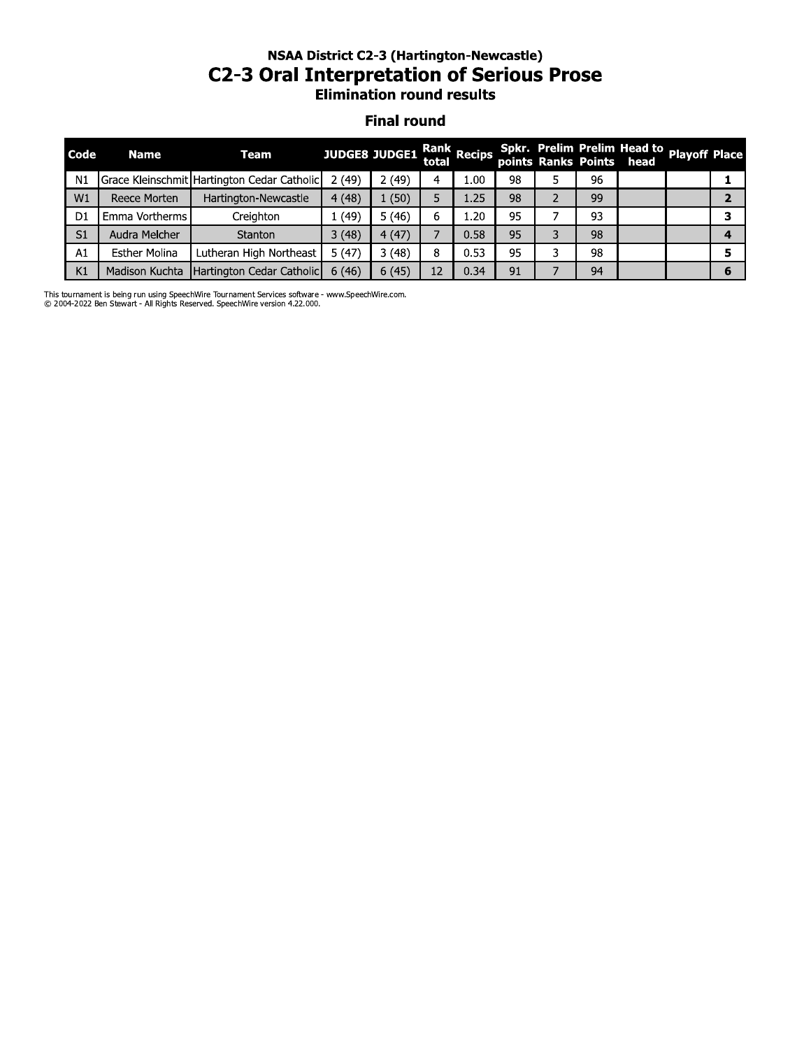### NSAA District C2-3 (Hartington-Newcastle)

# C2-3 Oral Interpretation of Serious Prose

### Elimination round results

### Final round

| Code | Name | Team | JUDGE8 | JUDGE1 | Rank total | Recips | Spkr. points | Prelim Ranks | Prelim Points | Head to head | Playoff | Place |
|---|---|---|---|---|---|---|---|---|---|---|---|---|
| N1 | Grace Kleinschmit | Hartington Cedar Catholic | 2 (49) | 2 (49) | 4 | 1.00 | 98 | 5 | 96 | | | **1** |
| W1 | Reece Morten | Hartington-Newcastle | 4 (48) | 1 (50) | 5 | 1.25 | 98 | 2 | 99 | | | **2** |
| D1 | Emma Vortherms | Creighton | 1 (49) | 5 (46) | 6 | 1.20 | 95 | 7 | 93 | | | **3** |
| S1 | Audra Melcher | Stanton | 3 (48) | 4 (47) | 7 | 0.58 | 95 | 3 | 98 | | | **4** |
| A1 | Esther Molina | Lutheran High Northeast | 5 (47) | 3 (48) | 8 | 0.53 | 95 | 3 | 98 | | | **5** |
| K1 | Madison Kuchta | Hartington Cedar Catholic | 6 (46) | 6 (45) | 12 | 0.34 | 91 | 7 | 94 | | | **6** |

This tournament is being run using SpeechWire Tournament Services software - www.SpeechWire.com.
© 2004-2022 Ben Stewart - All Rights Reserved. SpeechWire version 4.22.000.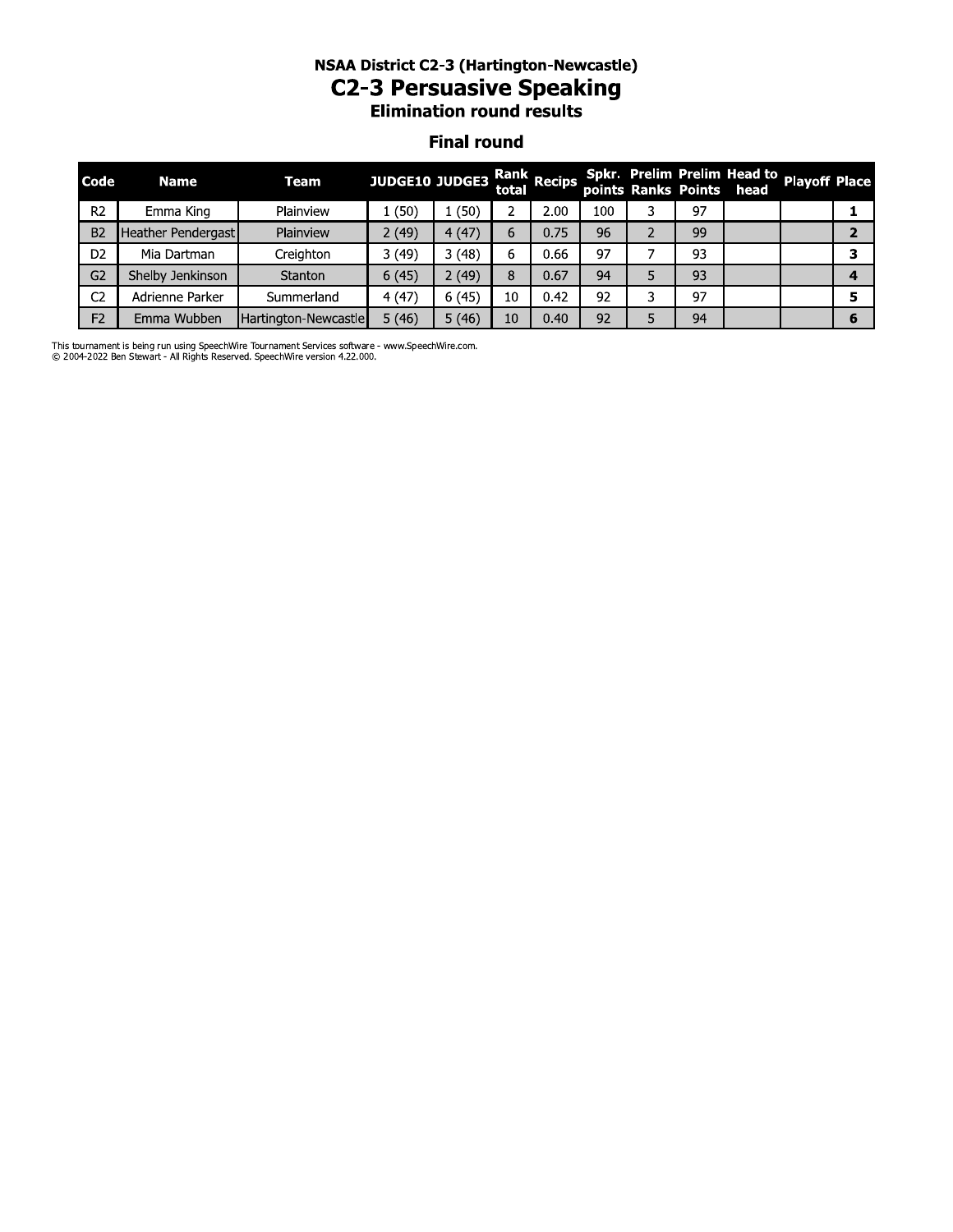### NSAA District C2-3 (Hartington-Newcastle)

# C2-3 Persuasive Speaking

### Elimination round results

## Final round

| Code | Name | Team | JUDGE10 | JUDGE3 | Rank total | Recips | Spkr. points | Prelim Ranks | Prelim Points | Head to head | Playoff | Place |
|---|---|---|---|---|---|---|---|---|---|---|---|---|
| R2 | Emma King | Plainview | 1 (50) | 1 (50) | 2 | 2.00 | 100 | 3 | 97 | | | 1 |
| B2 | Heather Pendergast | Plainview | 2 (49) | 4 (47) | 6 | 0.75 | 96 | 2 | 99 | | | 2 |
| D2 | Mia Dartman | Creighton | 3 (49) | 3 (48) | 6 | 0.66 | 97 | 7 | 93 | | | 3 |
| G2 | Shelby Jenkinson | Stanton | 6 (45) | 2 (49) | 8 | 0.67 | 94 | 5 | 93 | | | 4 |
| C2 | Adrienne Parker | Summerland | 4 (47) | 6 (45) | 10 | 0.42 | 92 | 3 | 97 | | | 5 |
| F2 | Emma Wubben | Hartington-Newcastle | 5 (46) | 5 (46) | 10 | 0.40 | 92 | 5 | 94 | | | 6 |

This tournament is being run using SpeechWire Tournament Services software - www.SpeechWire.com.
© 2004-2022 Ben Stewart - All Rights Reserved. SpeechWire version 4.22.000.